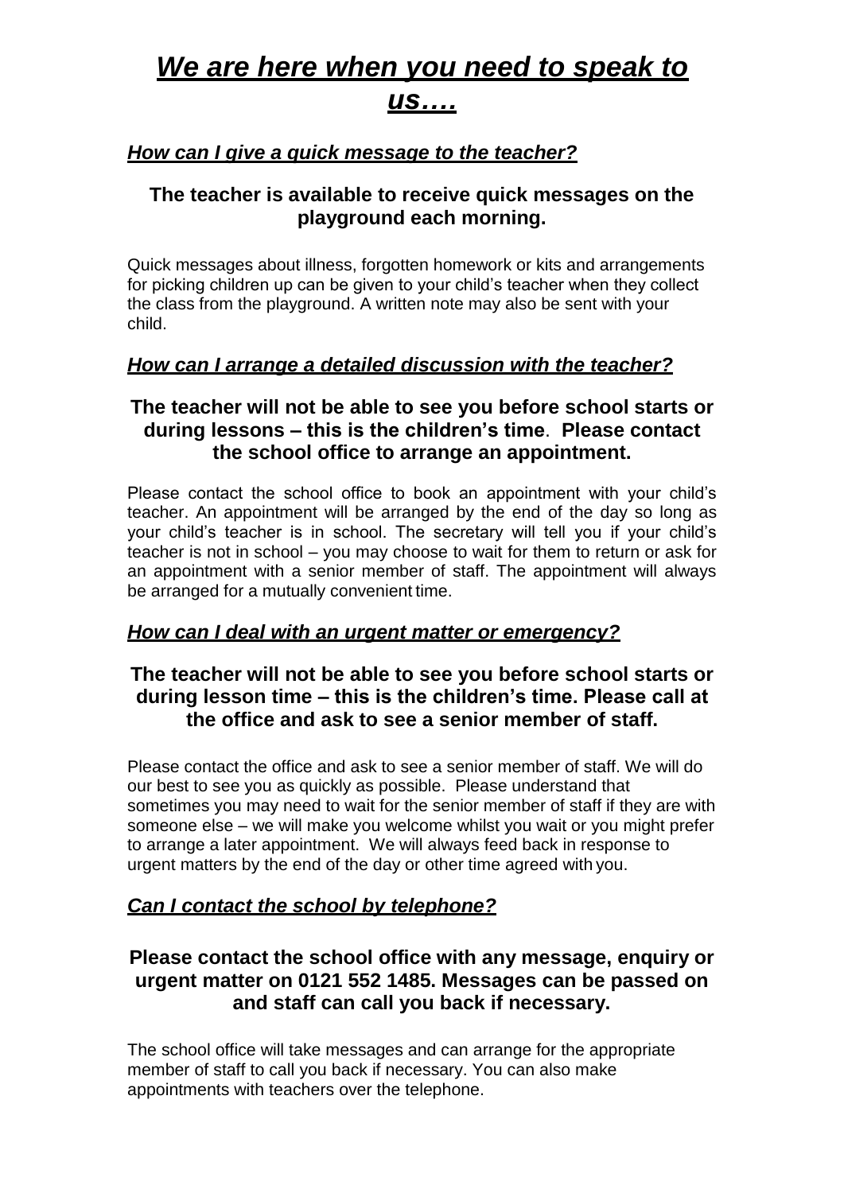# ***We are here when you need to speak to us….***

## ***How can I give a quick message to the teacher?***

### **The teacher is available to receive quick messages on the playground each morning.**

Quick messages about illness, forgotten homework or kits and arrangements for picking children up can be given to your child's teacher when they collect the class from the playground. A written note may also be sent with your child.

## ***How can I arrange a detailed discussion with the teacher?***

### **The teacher will not be able to see you before school starts or during lessons – this is the children's time. Please contact the school office to arrange an appointment.**

Please contact the school office to book an appointment with your child's teacher. An appointment will be arranged by the end of the day so long as your child's teacher is in school. The secretary will tell you if your child's teacher is not in school – you may choose to wait for them to return or ask for an appointment with a senior member of staff. The appointment will always be arranged for a mutually convenient time.

## ***How can I deal with an urgent matter or emergency?***

### **The teacher will not be able to see you before school starts or during lesson time – this is the children's time. Please call at the office and ask to see a senior member of staff.**

Please contact the office and ask to see a senior member of staff. We will do our best to see you as quickly as possible. Please understand that sometimes you may need to wait for the senior member of staff if they are with someone else – we will make you welcome whilst you wait or you might prefer to arrange a later appointment. We will always feed back in response to urgent matters by the end of the day or other time agreed with you.

## ***Can I contact the school by telephone?***

### **Please contact the school office with any message, enquiry or urgent matter on 0121 552 1485. Messages can be passed on and staff can call you back if necessary.**

The school office will take messages and can arrange for the appropriate member of staff to call you back if necessary. You can also make appointments with teachers over the telephone.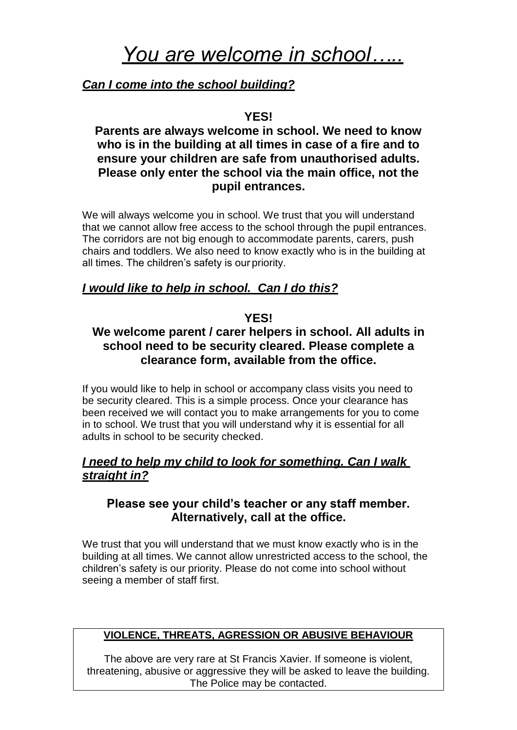# *You are welcome in school…..*

## ***Can I come into the school building?***

**YES!**

**Parents are always welcome in school. We need to know who is in the building at all times in case of a fire and to ensure your children are safe from unauthorised adults. Please only enter the school via the main office, not the pupil entrances.**

We will always welcome you in school. We trust that you will understand that we cannot allow free access to the school through the pupil entrances. The corridors are not big enough to accommodate parents, carers, push chairs and toddlers. We also need to know exactly who is in the building at all times. The children's safety is our priority.

## ***I would like to help in school. Can I do this?***

**YES!**

**We welcome parent / carer helpers in school. All adults in school need to be security cleared. Please complete a clearance form, available from the office.**

If you would like to help in school or accompany class visits you need to be security cleared. This is a simple process. Once your clearance has been received we will contact you to make arrangements for you to come in to school. We trust that you will understand why it is essential for all adults in school to be security checked.

## ***I need to help my child to look for something. Can I walk straight in?***

**Please see your child's teacher or any staff member. Alternatively, call at the office.**

We trust that you will understand that we must know exactly who is in the building at all times. We cannot allow unrestricted access to the school, the children's safety is our priority. Please do not come into school without seeing a member of staff first.

**VIOLENCE, THREATS, AGRESSION OR ABUSIVE BEHAVIOUR**

The above are very rare at St Francis Xavier. If someone is violent, threatening, abusive or aggressive they will be asked to leave the building. The Police may be contacted.